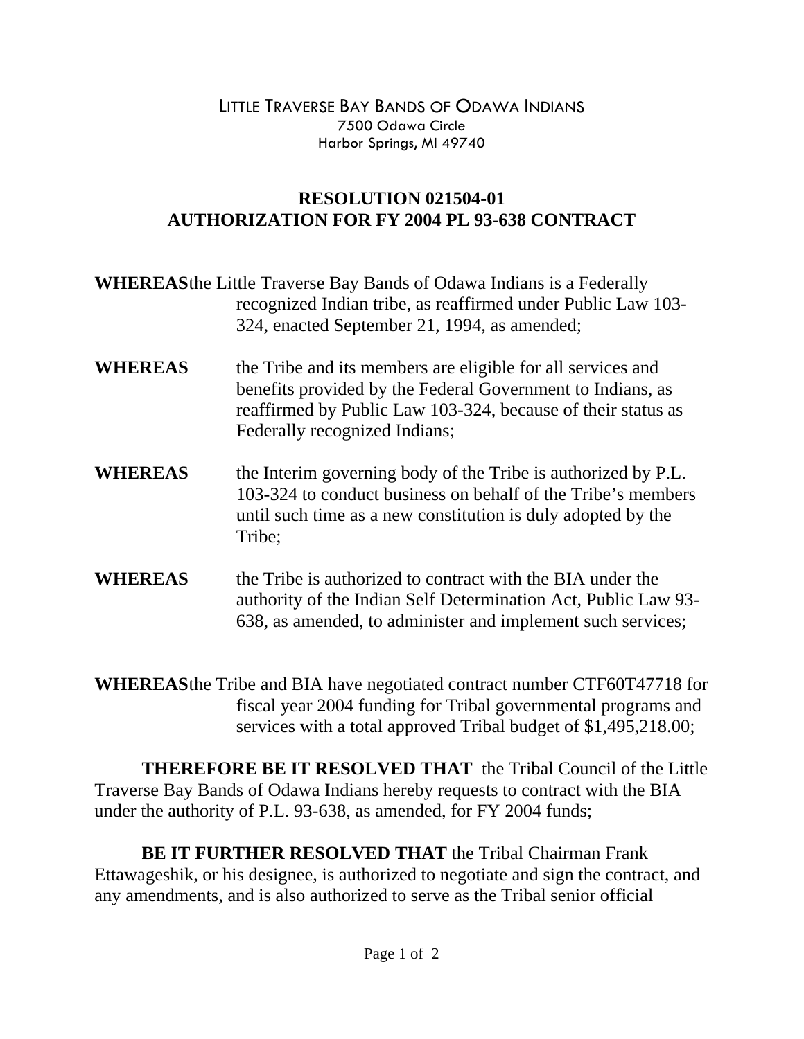LITTLE TRAVERSE BAY BANDS OF ODAWA INDIANS
7500 Odawa Circle
Harbor Springs, MI 49740

## RESOLUTION 021504-01
## AUTHORIZATION FOR FY 2004 PL 93-638 CONTRACT

**WHEREAS** the Little Traverse Bay Bands of Odawa Indians is a Federally recognized Indian tribe, as reaffirmed under Public Law 103-324, enacted September 21, 1994, as amended;

**WHEREAS** the Tribe and its members are eligible for all services and benefits provided by the Federal Government to Indians, as reaffirmed by Public Law 103-324, because of their status as Federally recognized Indians;

**WHEREAS** the Interim governing body of the Tribe is authorized by P.L. 103-324 to conduct business on behalf of the Tribe's members until such time as a new constitution is duly adopted by the Tribe;

**WHEREAS** the Tribe is authorized to contract with the BIA under the authority of the Indian Self Determination Act, Public Law 93-638, as amended, to administer and implement such services;

**WHEREAS** the Tribe and BIA have negotiated contract number CTF60T47718 for fiscal year 2004 funding for Tribal governmental programs and services with a total approved Tribal budget of $1,495,218.00;

**THEREFORE BE IT RESOLVED THAT** the Tribal Council of the Little Traverse Bay Bands of Odawa Indians hereby requests to contract with the BIA under the authority of P.L. 93-638, as amended, for FY 2004 funds;

**BE IT FURTHER RESOLVED THAT** the Tribal Chairman Frank Ettawageshik, or his designee, is authorized to negotiate and sign the contract, and any amendments, and is also authorized to serve as the Tribal senior official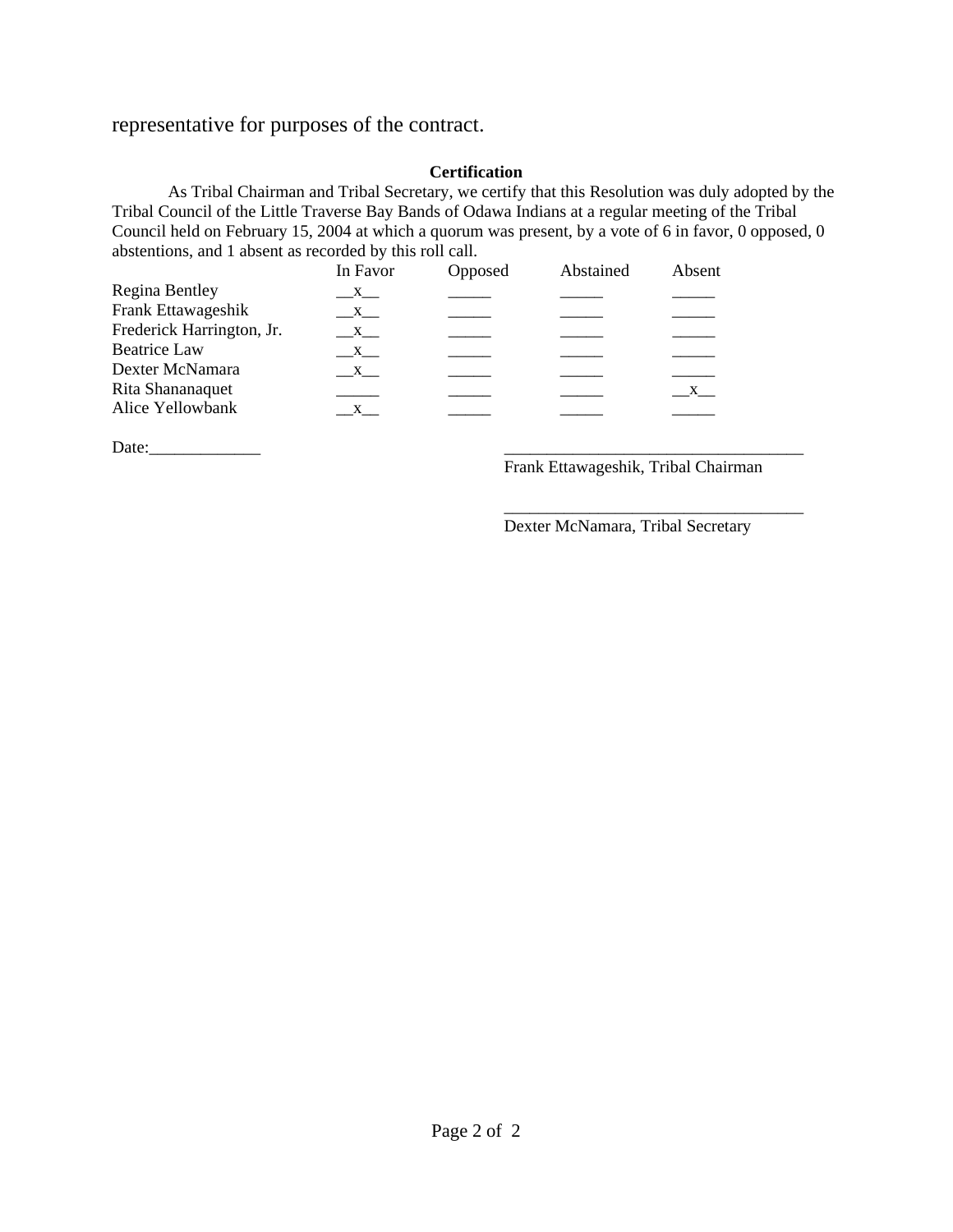representative for purposes of the contract.

**Certification**

As Tribal Chairman and Tribal Secretary, we certify that this Resolution was duly adopted by the Tribal Council of the Little Traverse Bay Bands of Odawa Indians at a regular meeting of the Tribal Council held on February 15, 2004 at which a quorum was present, by a vote of 6 in favor, 0 opposed, 0 abstentions, and 1 absent as recorded by this roll call.

| | In Favor | Opposed | Abstained | Absent |
|---|---|---|---|---|
| Regina Bentley | x | | | |
| Frank Ettawageshik | x | | | |
| Frederick Harrington, Jr. | x | | | |
| Beatrice Law | x | | | |
| Dexter McNamara | x | | | |
| Rita Shananaquet | | | | x |
| Alice Yellowbank | x | | | |

Date:_____________

___________________________________
Frank Ettawageshik, Tribal Chairman

___________________________________
Dexter McNamara, Tribal Secretary